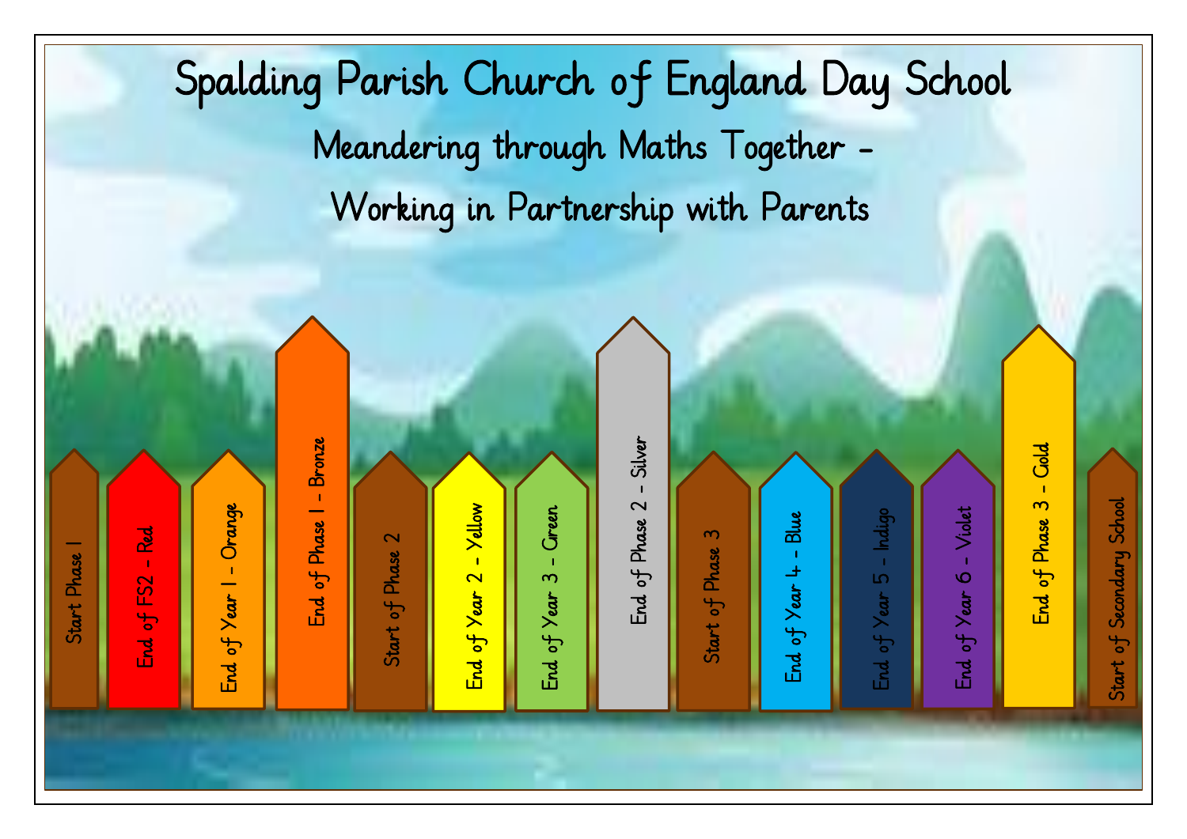# Spalding Parish Church of England Day School

## Meandering through Maths Together - Working in Partnership with Parents

- Start Phase 1
- End of FS2 - Red
- End of Year 1 - Orange
- End of Phase 1 - Bronze
- Start of Phase 2
- End of Year 2 - Yellow
- End of Year 3 - Green
- End of Phase 2 - Silver
- Start of Phase 3
- End of Year 4 - Blue
- End of Year 5 - Indigo
- End of Year 6 - Violet
- End of Phase 3 - Gold
- Start of Secondary School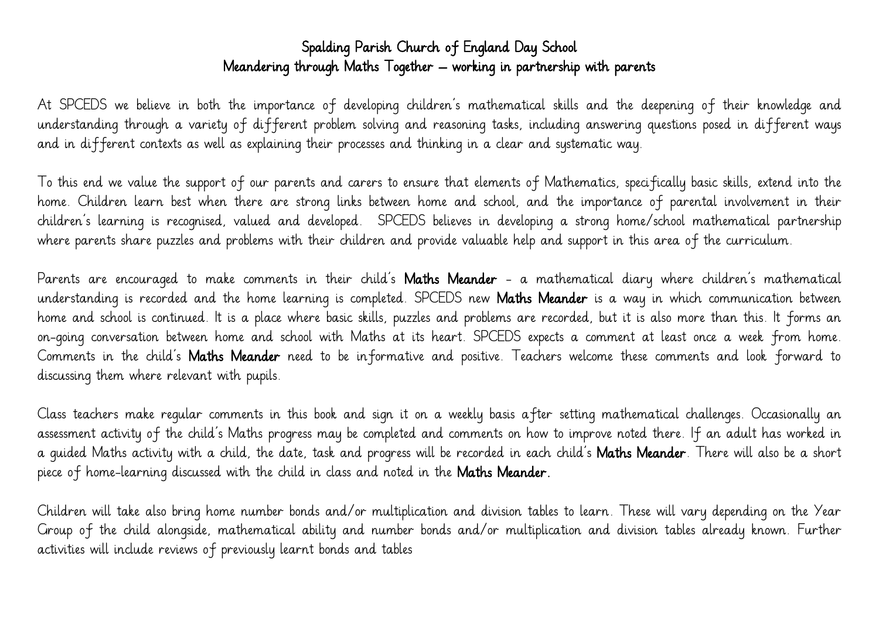# Spalding Parish Church of England Day School
## Meandering through Maths Together – working in partnership with parents

At SPCEDS we believe in both the importance of developing children's mathematical skills and the deepening of their knowledge and understanding through a variety of different problem solving and reasoning tasks, including answering questions posed in different ways and in different contexts as well as explaining their processes and thinking in a clear and systematic way.

To this end we value the support of our parents and carers to ensure that elements of Mathematics, specifically basic skills, extend into the home. Children learn best when there are strong links between home and school, and the importance of parental involvement in their children's learning is recognised, valued and developed. SPCEDS believes in developing a strong home/school mathematical partnership where parents share puzzles and problems with their children and provide valuable help and support in this area of the curriculum.

Parents are encouraged to make comments in their child's **Maths Meander** - a mathematical diary where children's mathematical understanding is recorded and the home learning is completed. SPCEDS new **Maths Meander** is a way in which communication between home and school is continued. It is a place where basic skills, puzzles and problems are recorded, but it is also more than this. It forms an on-going conversation between home and school with Maths at its heart. SPCEDS expects a comment at least once a week from home. Comments in the child's **Maths Meander** need to be informative and positive. Teachers welcome these comments and look forward to discussing them where relevant with pupils.

Class teachers make regular comments in this book and sign it on a weekly basis after setting mathematical challenges. Occasionally an assessment activity of the child's Maths progress may be completed and comments on how to improve noted there. If an adult has worked in a guided Maths activity with a child, the date, task and progress will be recorded in each child's **Maths Meander**. There will also be a short piece of home-learning discussed with the child in class and noted in the **Maths Meander.**

Children will take also bring home number bonds and/or multiplication and division tables to learn. These will vary depending on the Year Group of the child alongside, mathematical ability and number bonds and/or multiplication and division tables already known. Further activities will include reviews of previously learnt bonds and tables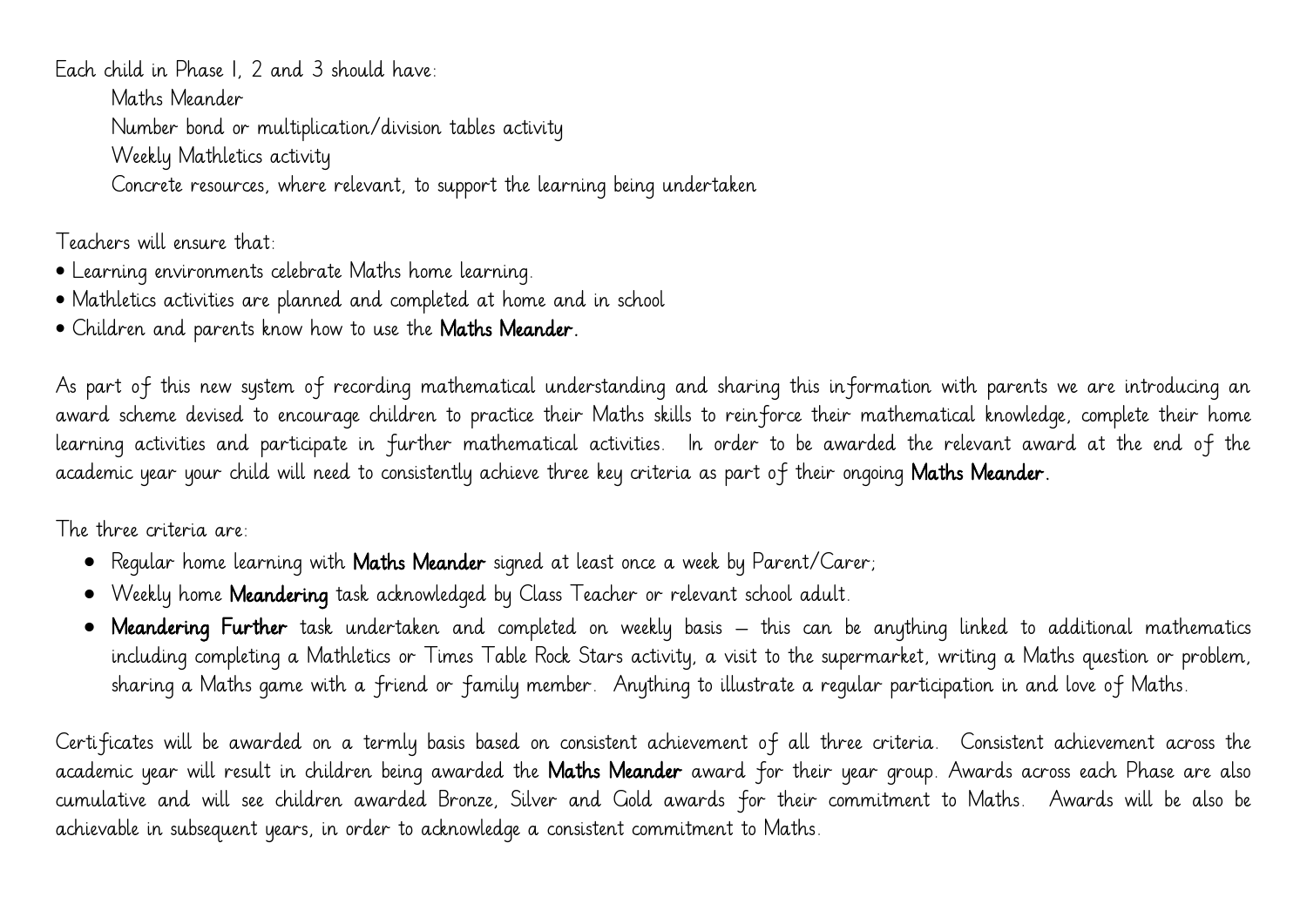Each child in Phase 1, 2 and 3 should have:

Maths Meander  
Number bond or multiplication/division tables activity  
Weekly Mathletics activity  
Concrete resources, where relevant, to support the learning being undertaken

Teachers will ensure that:

- Learning environments celebrate Maths home learning.
- Mathletics activities are planned and completed at home and in school
- Children and parents know how to use the **Maths Meander.**

As part of this new system of recording mathematical understanding and sharing this information with parents we are introducing an award scheme devised to encourage children to practice their Maths skills to reinforce their mathematical knowledge, complete their home learning activities and participate in further mathematical activities. In order to be awarded the relevant award at the end of the academic year your child will need to consistently achieve three key criteria as part of their ongoing **Maths Meander.**

The three criteria are:

- Regular home learning with **Maths Meander** signed at least once a week by Parent/Carer;
- Weekly home **Meandering** task acknowledged by Class Teacher or relevant school adult.
- **Meandering Further** task undertaken and completed on weekly basis – this can be anything linked to additional mathematics including completing a Mathletics or Times Table Rock Stars activity, a visit to the supermarket, writing a Maths question or problem, sharing a Maths game with a friend or family member. Anything to illustrate a regular participation in and love of Maths.

Certificates will be awarded on a termly basis based on consistent achievement of all three criteria. Consistent achievement across the academic year will result in children being awarded the **Maths Meander** award for their year group. Awards across each Phase are also cumulative and will see children awarded Bronze, Silver and Gold awards for their commitment to Maths. Awards will be also be achievable in subsequent years, in order to acknowledge a consistent commitment to Maths.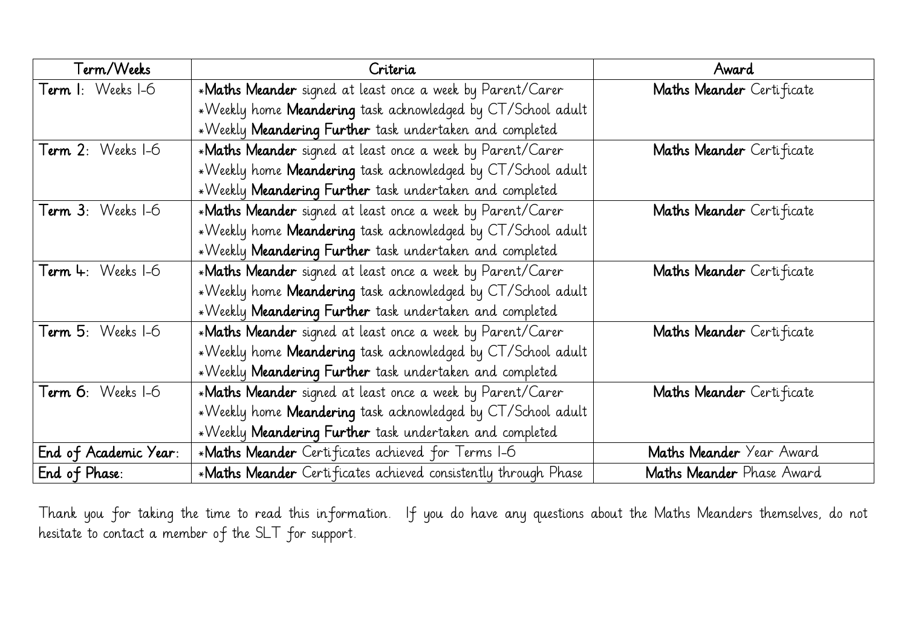| Term/Weeks | Criteria | Award |
|---|---|---|
| **Term 1**: Weeks 1-6 | ***Maths Meander** signed at least once a week by Parent/Carer<br>*Weekly home **Meandering** task acknowledged by CT/School adult<br>*Weekly **Meandering Further** task undertaken and completed | **Maths Meander** Certificate |
| **Term 2**: Weeks 1-6 | ***Maths Meander** signed at least once a week by Parent/Carer<br>*Weekly home **Meandering** task acknowledged by CT/School adult<br>*Weekly **Meandering Further** task undertaken and completed | **Maths Meander** Certificate |
| **Term 3**: Weeks 1-6 | ***Maths Meander** signed at least once a week by Parent/Carer<br>*Weekly home **Meandering** task acknowledged by CT/School adult<br>*Weekly **Meandering Further** task undertaken and completed | **Maths Meander** Certificate |
| **Term 4**: Weeks 1-6 | ***Maths Meander** signed at least once a week by Parent/Carer<br>*Weekly home **Meandering** task acknowledged by CT/School adult<br>*Weekly **Meandering Further** task undertaken and completed | **Maths Meander** Certificate |
| **Term 5**: Weeks 1-6 | ***Maths Meander** signed at least once a week by Parent/Carer<br>*Weekly home **Meandering** task acknowledged by CT/School adult<br>*Weekly **Meandering Further** task undertaken and completed | **Maths Meander** Certificate |
| **Term 6**: Weeks 1-6 | ***Maths Meander** signed at least once a week by Parent/Carer<br>*Weekly home **Meandering** task acknowledged by CT/School adult<br>*Weekly **Meandering Further** task undertaken and completed | **Maths Meander** Certificate |
| **End of Academic Year**: | ***Maths Meander** Certificates achieved for Terms 1-6 | **Maths Meander** Year Award |
| **End of Phase**: | ***Maths Meander** Certificates achieved consistently through Phase | **Maths Meander** Phase Award |

Thank you for taking the time to read this information. If you do have any questions about the Maths Meanders themselves, do not hesitate to contact a member of the SLT for support.